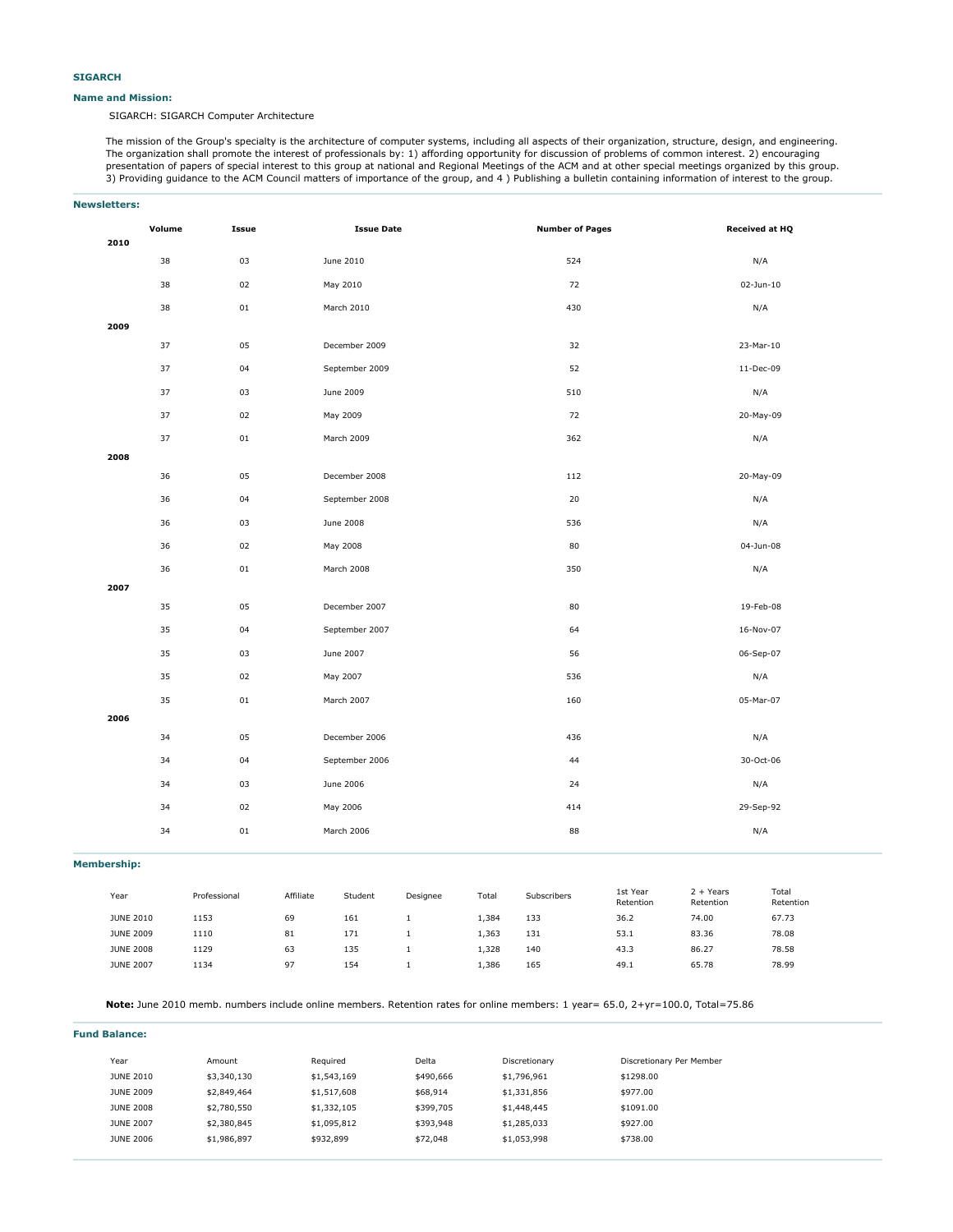# SIGARCH

## Name and Mission:

SIGARCH: SIGARCH Computer Architecture

The mission of the Group's specialty is the architecture of computer systems, including all aspects of their organization, structure, design, and engineering. The organization shall promote the interest of professionals by: 1) affording opportunity for discussion of problems of common interest. 2) encouraging presentation of papers of special interest to this group at national and Regional Meetings of the ACM and at other special meetings organized by this group. 3) Providing guidance to the ACM Council matters of importance of the group, and 4 ) Publishing a bulletin containing information of interest to the group.

## Newsletters:

| | Volume | Issue | Issue Date | Number of Pages | Received at HQ |
|---|---|---|---|---|---|
| **2010** | | | | | |
| | 38 | 03 | June 2010 | 524 | N/A |
| | 38 | 02 | May 2010 | 72 | 02-Jun-10 |
| | 38 | 01 | March 2010 | 430 | N/A |
| **2009** | | | | | |
| | 37 | 05 | December 2009 | 32 | 23-Mar-10 |
| | 37 | 04 | September 2009 | 52 | 11-Dec-09 |
| | 37 | 03 | June 2009 | 510 | N/A |
| | 37 | 02 | May 2009 | 72 | 20-May-09 |
| | 37 | 01 | March 2009 | 362 | N/A |
| **2008** | | | | | |
| | 36 | 05 | December 2008 | 112 | 20-May-09 |
| | 36 | 04 | September 2008 | 20 | N/A |
| | 36 | 03 | June 2008 | 536 | N/A |
| | 36 | 02 | May 2008 | 80 | 04-Jun-08 |
| | 36 | 01 | March 2008 | 350 | N/A |
| **2007** | | | | | |
| | 35 | 05 | December 2007 | 80 | 19-Feb-08 |
| | 35 | 04 | September 2007 | 64 | 16-Nov-07 |
| | 35 | 03 | June 2007 | 56 | 06-Sep-07 |
| | 35 | 02 | May 2007 | 536 | N/A |
| | 35 | 01 | March 2007 | 160 | 05-Mar-07 |
| **2006** | | | | | |
| | 34 | 05 | December 2006 | 436 | N/A |
| | 34 | 04 | September 2006 | 44 | 30-Oct-06 |
| | 34 | 03 | June 2006 | 24 | N/A |
| | 34 | 02 | May 2006 | 414 | 29-Sep-92 |
| | 34 | 01 | March 2006 | 88 | N/A |

## Membership:

| Year | Professional | Affiliate | Student | Designee | Total | Subscribers | 1st Year Retention | 2 + Years Retention | Total Retention |
|---|---|---|---|---|---|---|---|---|---|
| JUNE 2010 | 1153 | 69 | 161 | 1 | 1,384 | 133 | 36.2 | 74.00 | 67.73 |
| JUNE 2009 | 1110 | 81 | 171 | 1 | 1,363 | 131 | 53.1 | 83.36 | 78.08 |
| JUNE 2008 | 1129 | 63 | 135 | 1 | 1,328 | 140 | 43.3 | 86.27 | 78.58 |
| JUNE 2007 | 1134 | 97 | 154 | 1 | 1,386 | 165 | 49.1 | 65.78 | 78.99 |

**Note:** June 2010 memb. numbers include online members. Retention rates for online members: 1 year= 65.0, 2+yr=100.0, Total=75.86

## Fund Balance:

| Year | Amount | Required | Delta | Discretionary | Discretionary Per Member |
|---|---|---|---|---|---|
| JUNE 2010 | $3,340,130 | $1,543,169 | $490,666 | $1,796,961 | $1298.00 |
| JUNE 2009 | $2,849,464 | $1,517,608 | $68,914 | $1,331,856 | $977.00 |
| JUNE 2008 | $2,780,550 | $1,332,105 | $399,705 | $1,448,445 | $1091.00 |
| JUNE 2007 | $2,380,845 | $1,095,812 | $393,948 | $1,285,033 | $927.00 |
| JUNE 2006 | $1,986,897 | $932,899 | $72,048 | $1,053,998 | $738.00 |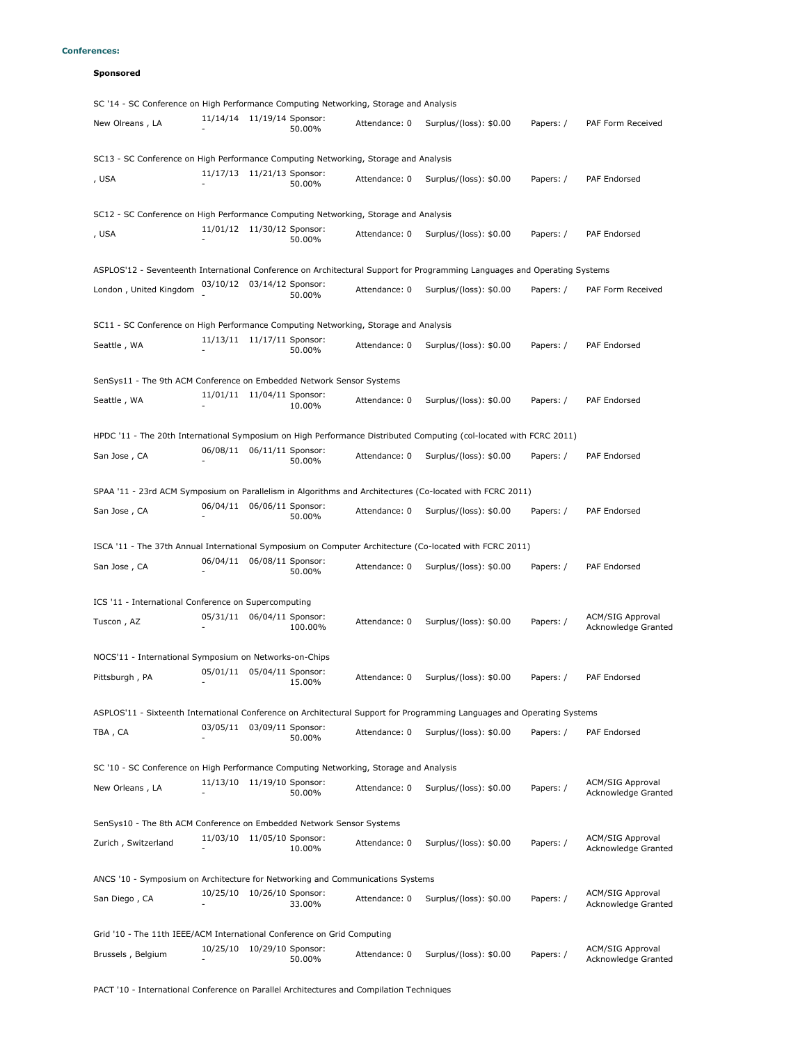**Conferences:**

**Sponsored**

SC '14 - SC Conference on High Performance Computing Networking, Storage and Analysis

| New Olreans , LA | 11/14/14 - 11/19/14 | Sponsor: 50.00% | Attendance: 0 | Surplus/(loss): $0.00 | Papers: / | PAF Form Received |
|---|---|---|---|---|---|---|

SC13 - SC Conference on High Performance Computing Networking, Storage and Analysis

| , USA | 11/17/13 - 11/21/13 | Sponsor: 50.00% | Attendance: 0 | Surplus/(loss): $0.00 | Papers: / | PAF Endorsed |
|---|---|---|---|---|---|---|

SC12 - SC Conference on High Performance Computing Networking, Storage and Analysis

| , USA | 11/01/12 - 11/30/12 | Sponsor: 50.00% | Attendance: 0 | Surplus/(loss): $0.00 | Papers: / | PAF Endorsed |
|---|---|---|---|---|---|---|

ASPLOS'12 - Seventeenth International Conference on Architectural Support for Programming Languages and Operating Systems

| London , United Kingdom | 03/10/12 - 03/14/12 | Sponsor: 50.00% | Attendance: 0 | Surplus/(loss): $0.00 | Papers: / | PAF Form Received |
|---|---|---|---|---|---|---|

SC11 - SC Conference on High Performance Computing Networking, Storage and Analysis

| Seattle , WA | 11/13/11 - 11/17/11 | Sponsor: 50.00% | Attendance: 0 | Surplus/(loss): $0.00 | Papers: / | PAF Endorsed |
|---|---|---|---|---|---|---|

SenSys11 - The 9th ACM Conference on Embedded Network Sensor Systems

| Seattle , WA | 11/01/11 - 11/04/11 | Sponsor: 10.00% | Attendance: 0 | Surplus/(loss): $0.00 | Papers: / | PAF Endorsed |
|---|---|---|---|---|---|---|

HPDC '11 - The 20th International Symposium on High Performance Distributed Computing (col-located with FCRC 2011)

| San Jose , CA | 06/08/11 - 06/11/11 | Sponsor: 50.00% | Attendance: 0 | Surplus/(loss): $0.00 | Papers: / | PAF Endorsed |
|---|---|---|---|---|---|---|

SPAA '11 - 23rd ACM Symposium on Parallelism in Algorithms and Architectures (Co-located with FCRC 2011)

| San Jose , CA | 06/04/11 - 06/06/11 | Sponsor: 50.00% | Attendance: 0 | Surplus/(loss): $0.00 | Papers: / | PAF Endorsed |
|---|---|---|---|---|---|---|

ISCA '11 - The 37th Annual International Symposium on Computer Architecture (Co-located with FCRC 2011)

| San Jose , CA | 06/04/11 - 06/08/11 | Sponsor: 50.00% | Attendance: 0 | Surplus/(loss): $0.00 | Papers: / | PAF Endorsed |
|---|---|---|---|---|---|---|

ICS '11 - International Conference on Supercomputing

| Tuscon , AZ | 05/31/11 - 06/04/11 | Sponsor: 100.00% | Attendance: 0 | Surplus/(loss): $0.00 | Papers: / | ACM/SIG Approval Acknowledge Granted |
|---|---|---|---|---|---|---|

NOCS'11 - International Symposium on Networks-on-Chips

| Pittsburgh , PA | 05/01/11 - 05/04/11 | Sponsor: 15.00% | Attendance: 0 | Surplus/(loss): $0.00 | Papers: / | PAF Endorsed |
|---|---|---|---|---|---|---|

ASPLOS'11 - Sixteenth International Conference on Architectural Support for Programming Languages and Operating Systems

| TBA , CA | 03/05/11 - 03/09/11 | Sponsor: 50.00% | Attendance: 0 | Surplus/(loss): $0.00 | Papers: / | PAF Endorsed |
|---|---|---|---|---|---|---|

SC '10 - SC Conference on High Performance Computing Networking, Storage and Analysis

| New Orleans , LA | 11/13/10 - 11/19/10 | Sponsor: 50.00% | Attendance: 0 | Surplus/(loss): $0.00 | Papers: / | ACM/SIG Approval Acknowledge Granted |
|---|---|---|---|---|---|---|

SenSys10 - The 8th ACM Conference on Embedded Network Sensor Systems

| Zurich , Switzerland | 11/03/10 - 11/05/10 | Sponsor: 10.00% | Attendance: 0 | Surplus/(loss): $0.00 | Papers: / | ACM/SIG Approval Acknowledge Granted |
|---|---|---|---|---|---|---|

ANCS '10 - Symposium on Architecture for Networking and Communications Systems

| San Diego , CA | 10/25/10 - 10/26/10 | Sponsor: 33.00% | Attendance: 0 | Surplus/(loss): $0.00 | Papers: / | ACM/SIG Approval Acknowledge Granted |
|---|---|---|---|---|---|---|

Grid '10 - The 11th IEEE/ACM International Conference on Grid Computing

| Brussels , Belgium | 10/25/10 - 10/29/10 | Sponsor: 50.00% | Attendance: 0 | Surplus/(loss): $0.00 | Papers: / | ACM/SIG Approval Acknowledge Granted |
|---|---|---|---|---|---|---|

PACT '10 - International Conference on Parallel Architectures and Compilation Techniques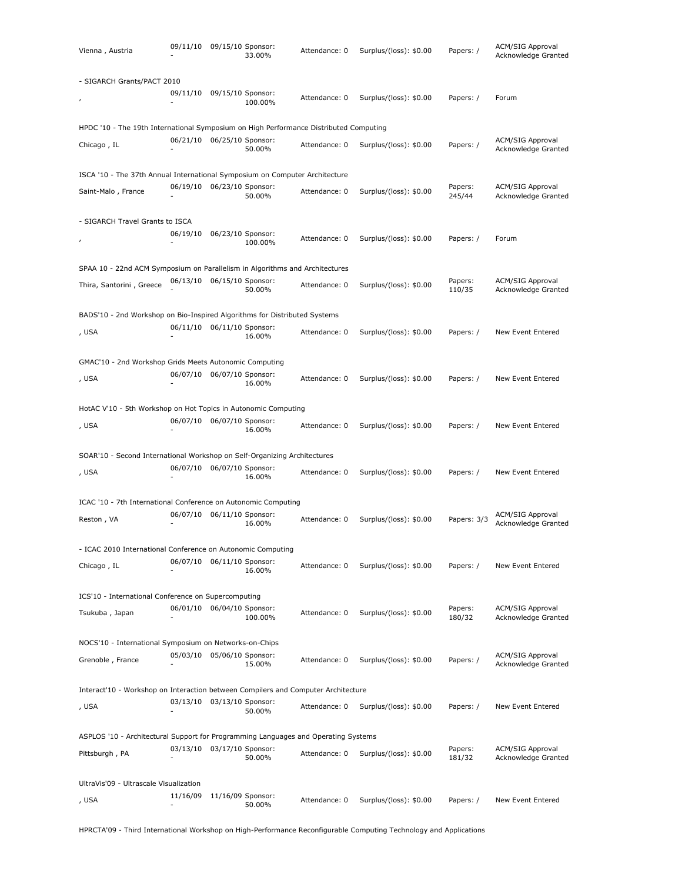| Vienna , Austria | 09/11/10 - | 09/15/10 | Sponsor: 33.00% | Attendance: 0 | Surplus/(loss): $0.00 | Papers: / | ACM/SIG Approval Acknowledge Granted |
|---|---|---|---|---|---|---|---|

- SIGARCH Grants/PACT 2010

| , | 09/11/10 - | 09/15/10 | Sponsor: 100.00% | Attendance: 0 | Surplus/(loss): $0.00 | Papers: / | Forum |
|---|---|---|---|---|---|---|---|

HPDC '10 - The 19th International Symposium on High Performance Distributed Computing

| Chicago , IL | 06/21/10 - | 06/25/10 | Sponsor: 50.00% | Attendance: 0 | Surplus/(loss): $0.00 | Papers: / | ACM/SIG Approval Acknowledge Granted |
|---|---|---|---|---|---|---|---|

ISCA '10 - The 37th Annual International Symposium on Computer Architecture

| Saint-Malo , France | 06/19/10 - | 06/23/10 | Sponsor: 50.00% | Attendance: 0 | Surplus/(loss): $0.00 | Papers: 245/44 | ACM/SIG Approval Acknowledge Granted |
|---|---|---|---|---|---|---|---|

- SIGARCH Travel Grants to ISCA

| , | 06/19/10 - | 06/23/10 | Sponsor: 100.00% | Attendance: 0 | Surplus/(loss): $0.00 | Papers: / | Forum |
|---|---|---|---|---|---|---|---|

SPAA 10 - 22nd ACM Symposium on Parallelism in Algorithms and Architectures

| Thira, Santorini , Greece | 06/13/10 - | 06/15/10 | Sponsor: 50.00% | Attendance: 0 | Surplus/(loss): $0.00 | Papers: 110/35 | ACM/SIG Approval Acknowledge Granted |
|---|---|---|---|---|---|---|---|

BADS'10 - 2nd Workshop on Bio-Inspired Algorithms for Distributed Systems

| , USA | 06/11/10 - | 06/11/10 | Sponsor: 16.00% | Attendance: 0 | Surplus/(loss): $0.00 | Papers: / | New Event Entered |
|---|---|---|---|---|---|---|---|

GMAC'10 - 2nd Workshop Grids Meets Autonomic Computing

| , USA | 06/07/10 - | 06/07/10 | Sponsor: 16.00% | Attendance: 0 | Surplus/(loss): $0.00 | Papers: / | New Event Entered |
|---|---|---|---|---|---|---|---|

HotAC V'10 - 5th Workshop on Hot Topics in Autonomic Computing

| , USA | 06/07/10 - | 06/07/10 | Sponsor: 16.00% | Attendance: 0 | Surplus/(loss): $0.00 | Papers: / | New Event Entered |
|---|---|---|---|---|---|---|---|

SOAR'10 - Second International Workshop on Self-Organizing Architectures

| , USA | 06/07/10 - | 06/07/10 | Sponsor: 16.00% | Attendance: 0 | Surplus/(loss): $0.00 | Papers: / | New Event Entered |
|---|---|---|---|---|---|---|---|

ICAC '10 - 7th International Conference on Autonomic Computing

| Reston , VA | 06/07/10 - | 06/11/10 | Sponsor: 16.00% | Attendance: 0 | Surplus/(loss): $0.00 | Papers: 3/3 | ACM/SIG Approval Acknowledge Granted |
|---|---|---|---|---|---|---|---|

- ICAC 2010 International Conference on Autonomic Computing

| Chicago , IL | 06/07/10 - | 06/11/10 | Sponsor: 16.00% | Attendance: 0 | Surplus/(loss): $0.00 | Papers: / | New Event Entered |
|---|---|---|---|---|---|---|---|

ICS'10 - International Conference on Supercomputing

| Tsukuba , Japan | 06/01/10 - | 06/04/10 | Sponsor: 100.00% | Attendance: 0 | Surplus/(loss): $0.00 | Papers: 180/32 | ACM/SIG Approval Acknowledge Granted |
|---|---|---|---|---|---|---|---|

NOCS'10 - International Symposium on Networks-on-Chips

| Grenoble , France | 05/03/10 - | 05/06/10 | Sponsor: 15.00% | Attendance: 0 | Surplus/(loss): $0.00 | Papers: / | ACM/SIG Approval Acknowledge Granted |
|---|---|---|---|---|---|---|---|

Interact'10 - Workshop on Interaction between Compilers and Computer Architecture

| , USA | 03/13/10 - | 03/13/10 | Sponsor: 50.00% | Attendance: 0 | Surplus/(loss): $0.00 | Papers: / | New Event Entered |
|---|---|---|---|---|---|---|---|

ASPLOS '10 - Architectural Support for Programming Languages and Operating Systems

| Pittsburgh , PA | 03/13/10 - | 03/17/10 | Sponsor: 50.00% | Attendance: 0 | Surplus/(loss): $0.00 | Papers: 181/32 | ACM/SIG Approval Acknowledge Granted |
|---|---|---|---|---|---|---|---|

UltraVis'09 - Ultrascale Visualization

| , USA | 11/16/09 - | 11/16/09 | Sponsor: 50.00% | Attendance: 0 | Surplus/(loss): $0.00 | Papers: / | New Event Entered |
|---|---|---|---|---|---|---|---|

HPRCTA'09 - Third International Workshop on High-Performance Reconfigurable Computing Technology and Applications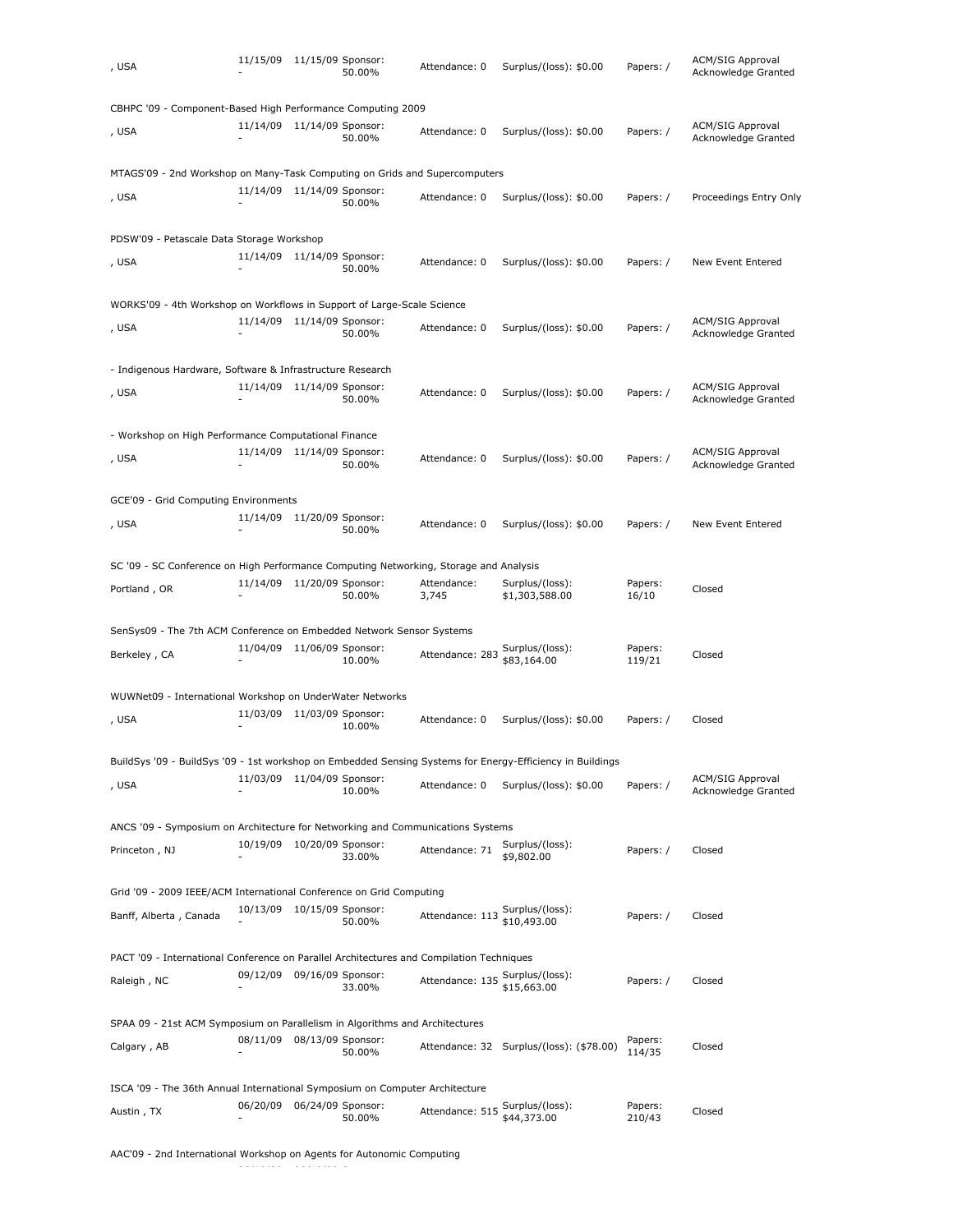| , USA | 11/15/09 - | 11/15/09 Sponsor: 50.00% | Attendance: 0 | Surplus/(loss): $0.00 | Papers: / | ACM/SIG Approval Acknowledge Granted |
|---|---|---|---|---|---|---|

CBHPC '09 - Component-Based High Performance Computing 2009

| , USA | 11/14/09 - | 11/14/09 Sponsor: 50.00% | Attendance: 0 | Surplus/(loss): $0.00 | Papers: / | ACM/SIG Approval Acknowledge Granted |
|---|---|---|---|---|---|---|

MTAGS'09 - 2nd Workshop on Many-Task Computing on Grids and Supercomputers

| , USA | 11/14/09 - | 11/14/09 Sponsor: 50.00% | Attendance: 0 | Surplus/(loss): $0.00 | Papers: / | Proceedings Entry Only |
|---|---|---|---|---|---|---|

PDSW'09 - Petascale Data Storage Workshop

| , USA | 11/14/09 - | 11/14/09 Sponsor: 50.00% | Attendance: 0 | Surplus/(loss): $0.00 | Papers: / | New Event Entered |
|---|---|---|---|---|---|---|

WORKS'09 - 4th Workshop on Workflows in Support of Large-Scale Science

| , USA | 11/14/09 - | 11/14/09 Sponsor: 50.00% | Attendance: 0 | Surplus/(loss): $0.00 | Papers: / | ACM/SIG Approval Acknowledge Granted |
|---|---|---|---|---|---|---|

- Indigenous Hardware, Software & Infrastructure Research

| , USA | 11/14/09 - | 11/14/09 Sponsor: 50.00% | Attendance: 0 | Surplus/(loss): $0.00 | Papers: / | ACM/SIG Approval Acknowledge Granted |
|---|---|---|---|---|---|---|

- Workshop on High Performance Computational Finance

| , USA | 11/14/09 - | 11/14/09 Sponsor: 50.00% | Attendance: 0 | Surplus/(loss): $0.00 | Papers: / | ACM/SIG Approval Acknowledge Granted |
|---|---|---|---|---|---|---|

GCE'09 - Grid Computing Environments

| , USA | 11/14/09 - | 11/20/09 Sponsor: 50.00% | Attendance: 0 | Surplus/(loss): $0.00 | Papers: / | New Event Entered |
|---|---|---|---|---|---|---|

SC '09 - SC Conference on High Performance Computing Networking, Storage and Analysis

| Portland , OR | 11/14/09 - | 11/20/09 Sponsor: 50.00% | Attendance: 3,745 | Surplus/(loss): $1,303,588.00 | Papers: 16/10 | Closed |
|---|---|---|---|---|---|---|

SenSys09 - The 7th ACM Conference on Embedded Network Sensor Systems

| Berkeley , CA | 11/04/09 - | 11/06/09 Sponsor: 10.00% | Attendance: 283 | Surplus/(loss): $83,164.00 | Papers: 119/21 | Closed |
|---|---|---|---|---|---|---|

WUWNet09 - International Workshop on UnderWater Networks

| , USA | 11/03/09 - | 11/03/09 Sponsor: 10.00% | Attendance: 0 | Surplus/(loss): $0.00 | Papers: / | Closed |
|---|---|---|---|---|---|---|

BuildSys '09 - BuildSys '09 - 1st workshop on Embedded Sensing Systems for Energy-Efficiency in Buildings

| , USA | 11/03/09 - | 11/04/09 Sponsor: 10.00% | Attendance: 0 | Surplus/(loss): $0.00 | Papers: / | ACM/SIG Approval Acknowledge Granted |
|---|---|---|---|---|---|---|

ANCS '09 - Symposium on Architecture for Networking and Communications Systems

| Princeton , NJ | 10/19/09 - | 10/20/09 Sponsor: 33.00% | Attendance: 71 | Surplus/(loss): $9,802.00 | Papers: / | Closed |
|---|---|---|---|---|---|---|

Grid '09 - 2009 IEEE/ACM International Conference on Grid Computing

| Banff, Alberta , Canada | 10/13/09 - | 10/15/09 Sponsor: 50.00% | Attendance: 113 | Surplus/(loss): $10,493.00 | Papers: / | Closed |
|---|---|---|---|---|---|---|

PACT '09 - International Conference on Parallel Architectures and Compilation Techniques

| Raleigh , NC | 09/12/09 - | 09/16/09 Sponsor: 33.00% | Attendance: 135 | Surplus/(loss): $15,663.00 | Papers: / | Closed |
|---|---|---|---|---|---|---|

SPAA 09 - 21st ACM Symposium on Parallelism in Algorithms and Architectures

| Calgary , AB | 08/11/09 - | 08/13/09 Sponsor: 50.00% | Attendance: 32 | Surplus/(loss): ($78.00) | Papers: 114/35 | Closed |
|---|---|---|---|---|---|---|

ISCA '09 - The 36th Annual International Symposium on Computer Architecture

| Austin , TX | 06/20/09 - | 06/24/09 Sponsor: 50.00% | Attendance: 515 | Surplus/(loss): $44,373.00 | Papers: 210/43 | Closed |
|---|---|---|---|---|---|---|

AAC'09 - 2nd International Workshop on Agents for Autonomic Computing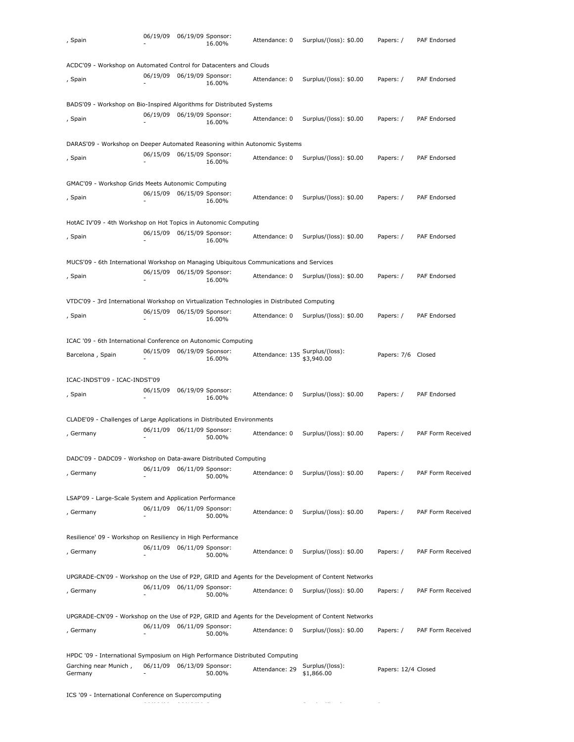| , Spain | 06/19/09 - | 06/19/09 | Sponsor: 16.00% | Attendance: 0 | Surplus/(loss): $0.00 | Papers: / | PAF Endorsed |
|---|---|---|---|---|---|---|---|

ACDC'09 - Workshop on Automated Control for Datacenters and Clouds

| , Spain | 06/19/09 - | 06/19/09 | Sponsor: 16.00% | Attendance: 0 | Surplus/(loss): $0.00 | Papers: / | PAF Endorsed |
|---|---|---|---|---|---|---|---|

BADS'09 - Workshop on Bio-Inspired Algorithms for Distributed Systems

| , Spain | 06/19/09 - | 06/19/09 | Sponsor: 16.00% | Attendance: 0 | Surplus/(loss): $0.00 | Papers: / | PAF Endorsed |
|---|---|---|---|---|---|---|---|

DARAS'09 - Workshop on Deeper Automated Reasoning within Autonomic Systems

| , Spain | 06/15/09 - | 06/15/09 | Sponsor: 16.00% | Attendance: 0 | Surplus/(loss): $0.00 | Papers: / | PAF Endorsed |
|---|---|---|---|---|---|---|---|

GMAC'09 - Workshop Grids Meets Autonomic Computing

| , Spain | 06/15/09 - | 06/15/09 | Sponsor: 16.00% | Attendance: 0 | Surplus/(loss): $0.00 | Papers: / | PAF Endorsed |
|---|---|---|---|---|---|---|---|

HotAC IV'09 - 4th Workshop on Hot Topics in Autonomic Computing

| , Spain | 06/15/09 - | 06/15/09 | Sponsor: 16.00% | Attendance: 0 | Surplus/(loss): $0.00 | Papers: / | PAF Endorsed |
|---|---|---|---|---|---|---|---|

MUCS'09 - 6th International Workshop on Managing Ubiquitous Communications and Services

| , Spain | 06/15/09 - | 06/15/09 | Sponsor: 16.00% | Attendance: 0 | Surplus/(loss): $0.00 | Papers: / | PAF Endorsed |
|---|---|---|---|---|---|---|---|

VTDC'09 - 3rd International Workshop on Virtualization Technologies in Distributed Computing

| , Spain | 06/15/09 - | 06/15/09 | Sponsor: 16.00% | Attendance: 0 | Surplus/(loss): $0.00 | Papers: / | PAF Endorsed |
|---|---|---|---|---|---|---|---|

ICAC '09 - 6th International Conference on Autonomic Computing

| Barcelona , Spain | 06/15/09 - | 06/19/09 | Sponsor: 16.00% | Attendance: 135 | Surplus/(loss): $3,940.00 | Papers: 7/6 | Closed |
|---|---|---|---|---|---|---|---|

ICAC-INDST'09 - ICAC-INDST'09

| , Spain | 06/15/09 - | 06/19/09 | Sponsor: 16.00% | Attendance: 0 | Surplus/(loss): $0.00 | Papers: / | PAF Endorsed |
|---|---|---|---|---|---|---|---|

CLADE'09 - Challenges of Large Applications in Distributed Environments

| , Germany | 06/11/09 - | 06/11/09 | Sponsor: 50.00% | Attendance: 0 | Surplus/(loss): $0.00 | Papers: / | PAF Form Received |
|---|---|---|---|---|---|---|---|

DADC'09 - DADC09 - Workshop on Data-aware Distributed Computing

| , Germany | 06/11/09 - | 06/11/09 | Sponsor: 50.00% | Attendance: 0 | Surplus/(loss): $0.00 | Papers: / | PAF Form Received |
|---|---|---|---|---|---|---|---|

LSAP'09 - Large-Scale System and Application Performance

| , Germany | 06/11/09 - | 06/11/09 | Sponsor: 50.00% | Attendance: 0 | Surplus/(loss): $0.00 | Papers: / | PAF Form Received |
|---|---|---|---|---|---|---|---|

Resilience' 09 - Workshop on Resiliency in High Performance

| , Germany | 06/11/09 - | 06/11/09 | Sponsor: 50.00% | Attendance: 0 | Surplus/(loss): $0.00 | Papers: / | PAF Form Received |
|---|---|---|---|---|---|---|---|

UPGRADE-CN'09 - Workshop on the Use of P2P, GRID and Agents for the Development of Content Networks

| , Germany | 06/11/09 - | 06/11/09 | Sponsor: 50.00% | Attendance: 0 | Surplus/(loss): $0.00 | Papers: / | PAF Form Received |
|---|---|---|---|---|---|---|---|

UPGRADE-CN'09 - Workshop on the Use of P2P, GRID and Agents for the Development of Content Networks

| , Germany | 06/11/09 - | 06/11/09 | Sponsor: 50.00% | Attendance: 0 | Surplus/(loss): $0.00 | Papers: / | PAF Form Received |
|---|---|---|---|---|---|---|---|

HPDC '09 - International Symposium on High Performance Distributed Computing

| Garching near Munich , Germany | 06/11/09 - | 06/13/09 | Sponsor: 50.00% | Attendance: 29 | Surplus/(loss): $1,866.00 | Papers: 12/4 | Closed |
|---|---|---|---|---|---|---|---|

ICS '09 - International Conference on Supercomputing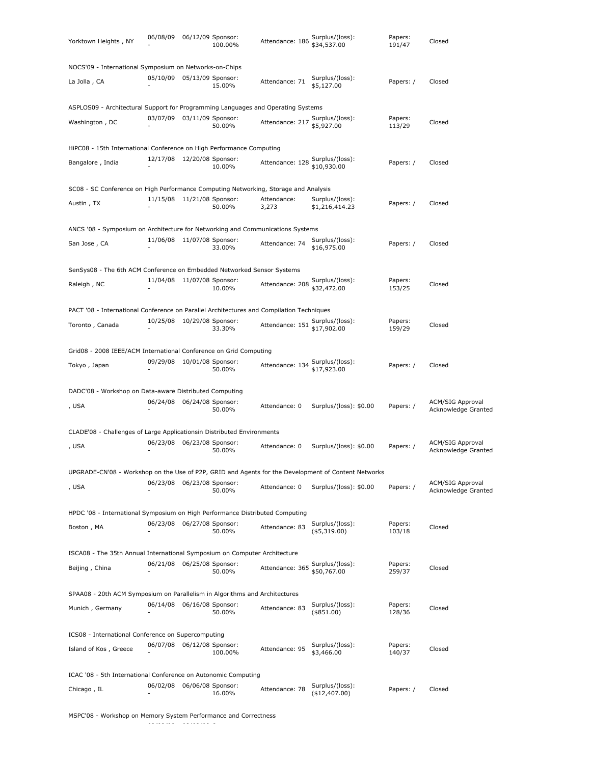| Yorktown Heights , NY | 06/08/09 - | 06/12/09 Sponsor: 100.00% | Attendance: 186 | Surplus/(loss): $34,537.00 | Papers: 191/47 | Closed |
|---|---|---|---|---|---|---|

NOCS'09 - International Symposium on Networks-on-Chips

| La Jolla , CA | 05/10/09 - | 05/13/09 Sponsor: 15.00% | Attendance: 71 | Surplus/(loss): $5,127.00 | Papers: / | Closed |
|---|---|---|---|---|---|---|

ASPLOS09 - Architectural Support for Programming Languages and Operating Systems

| Washington , DC | 03/07/09 - | 03/11/09 Sponsor: 50.00% | Attendance: 217 | Surplus/(loss): $5,927.00 | Papers: 113/29 | Closed |
|---|---|---|---|---|---|---|

HiPC08 - 15th International Conference on High Performance Computing

| Bangalore , India | 12/17/08 - | 12/20/08 Sponsor: 10.00% | Attendance: 128 | Surplus/(loss): $10,930.00 | Papers: / | Closed |
|---|---|---|---|---|---|---|

SC08 - SC Conference on High Performance Computing Networking, Storage and Analysis

| Austin , TX | 11/15/08 - | 11/21/08 Sponsor: 50.00% | Attendance: 3,273 | Surplus/(loss): $1,216,414.23 | Papers: / | Closed |
|---|---|---|---|---|---|---|

ANCS '08 - Symposium on Architecture for Networking and Communications Systems

| San Jose , CA | 11/06/08 - | 11/07/08 Sponsor: 33.00% | Attendance: 74 | Surplus/(loss): $16,975.00 | Papers: / | Closed |
|---|---|---|---|---|---|---|

SenSys08 - The 6th ACM Conference on Embedded Networked Sensor Systems

| Raleigh , NC | 11/04/08 - | 11/07/08 Sponsor: 10.00% | Attendance: 208 | Surplus/(loss): $32,472.00 | Papers: 153/25 | Closed |
|---|---|---|---|---|---|---|

PACT '08 - International Conference on Parallel Architectures and Compilation Techniques

| Toronto , Canada | 10/25/08 - | 10/29/08 Sponsor: 33.30% | Attendance: 151 | Surplus/(loss): $17,902.00 | Papers: 159/29 | Closed |
|---|---|---|---|---|---|---|

Grid08 - 2008 IEEE/ACM International Conference on Grid Computing

| Tokyo , Japan | 09/29/08 - | 10/01/08 Sponsor: 50.00% | Attendance: 134 | Surplus/(loss): $17,923.00 | Papers: / | Closed |
|---|---|---|---|---|---|---|

DADC'08 - Workshop on Data-aware Distributed Computing

| , USA | 06/24/08 - | 06/24/08 Sponsor: 50.00% | Attendance: 0 | Surplus/(loss): $0.00 | Papers: / | ACM/SIG Approval Acknowledge Granted |
|---|---|---|---|---|---|---|

CLADE'08 - Challenges of Large Applicationsin Distributed Environments

| , USA | 06/23/08 - | 06/23/08 Sponsor: 50.00% | Attendance: 0 | Surplus/(loss): $0.00 | Papers: / | ACM/SIG Approval Acknowledge Granted |
|---|---|---|---|---|---|---|

UPGRADE-CN'08 - Workshop on the Use of P2P, GRID and Agents for the Development of Content Networks

| , USA | 06/23/08 - | 06/23/08 Sponsor: 50.00% | Attendance: 0 | Surplus/(loss): $0.00 | Papers: / | ACM/SIG Approval Acknowledge Granted |
|---|---|---|---|---|---|---|

HPDC '08 - International Symposium on High Performance Distributed Computing

| Boston , MA | 06/23/08 - | 06/27/08 Sponsor: 50.00% | Attendance: 83 | Surplus/(loss): ($5,319.00) | Papers: 103/18 | Closed |
|---|---|---|---|---|---|---|

ISCA08 - The 35th Annual International Symposium on Computer Architecture

| Beijing , China | 06/21/08 - | 06/25/08 Sponsor: 50.00% | Attendance: 365 | Surplus/(loss): $50,767.00 | Papers: 259/37 | Closed |
|---|---|---|---|---|---|---|

SPAA08 - 20th ACM Symposium on Parallelism in Algorithms and Architectures

| Munich , Germany | 06/14/08 - | 06/16/08 Sponsor: 50.00% | Attendance: 83 | Surplus/(loss): ($851.00) | Papers: 128/36 | Closed |
|---|---|---|---|---|---|---|

ICS08 - International Conference on Supercomputing

| Island of Kos , Greece | 06/07/08 - | 06/12/08 Sponsor: 100.00% | Attendance: 95 | Surplus/(loss): $3,466.00 | Papers: 140/37 | Closed |
|---|---|---|---|---|---|---|

ICAC '08 - 5th International Conference on Autonomic Computing

| Chicago , IL | 06/02/08 - | 06/06/08 Sponsor: 16.00% | Attendance: 78 | Surplus/(loss): ($12,407.00) | Papers: / | Closed |
|---|---|---|---|---|---|---|

MSPC'08 - Workshop on Memory System Performance and Correctness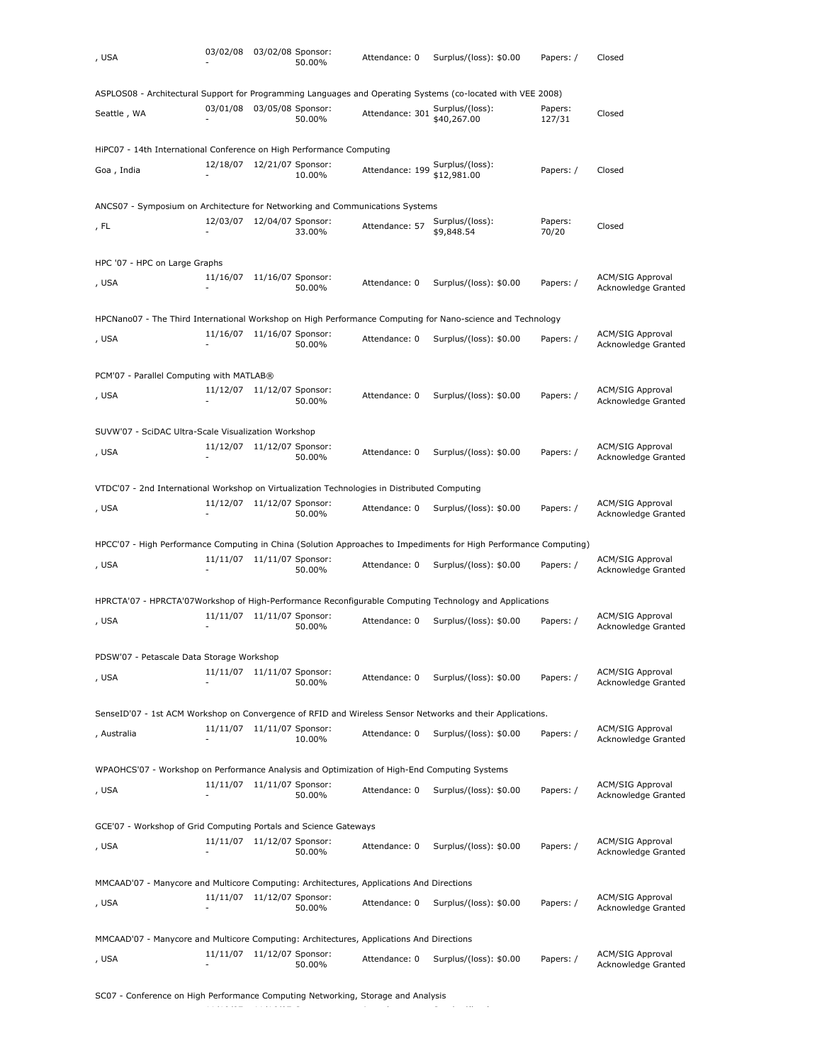| , USA | 03/02/08 - | 03/02/08 | Sponsor: 50.00% | Attendance: 0 | Surplus/(loss): $0.00 | Papers: / | Closed |
|---|---|---|---|---|---|---|---|

ASPLOS08 - Architectural Support for Programming Languages and Operating Systems (co-located with VEE 2008)

| Seattle , WA | 03/01/08 - | 03/05/08 | Sponsor: 50.00% | Attendance: 301 | Surplus/(loss): $40,267.00 | Papers: 127/31 | Closed |
|---|---|---|---|---|---|---|---|

HiPC07 - 14th International Conference on High Performance Computing

| Goa , India | 12/18/07 - | 12/21/07 | Sponsor: 10.00% | Attendance: 199 | Surplus/(loss): $12,981.00 | Papers: / | Closed |
|---|---|---|---|---|---|---|---|

ANCS07 - Symposium on Architecture for Networking and Communications Systems

| , FL | 12/03/07 - | 12/04/07 | Sponsor: 33.00% | Attendance: 57 | Surplus/(loss): $9,848.54 | Papers: 70/20 | Closed |
|---|---|---|---|---|---|---|---|

HPC '07 - HPC on Large Graphs

| , USA | 11/16/07 - | 11/16/07 | Sponsor: 50.00% | Attendance: 0 | Surplus/(loss): $0.00 | Papers: / | ACM/SIG Approval Acknowledge Granted |
|---|---|---|---|---|---|---|---|

HPCNano07 - The Third International Workshop on High Performance Computing for Nano-science and Technology

| , USA | 11/16/07 - | 11/16/07 | Sponsor: 50.00% | Attendance: 0 | Surplus/(loss): $0.00 | Papers: / | ACM/SIG Approval Acknowledge Granted |
|---|---|---|---|---|---|---|---|

PCM'07 - Parallel Computing with MATLAB®

| , USA | 11/12/07 - | 11/12/07 | Sponsor: 50.00% | Attendance: 0 | Surplus/(loss): $0.00 | Papers: / | ACM/SIG Approval Acknowledge Granted |
|---|---|---|---|---|---|---|---|

SUVW'07 - SciDAC Ultra-Scale Visualization Workshop

| , USA | 11/12/07 - | 11/12/07 | Sponsor: 50.00% | Attendance: 0 | Surplus/(loss): $0.00 | Papers: / | ACM/SIG Approval Acknowledge Granted |
|---|---|---|---|---|---|---|---|

VTDC'07 - 2nd International Workshop on Virtualization Technologies in Distributed Computing

| , USA | 11/12/07 - | 11/12/07 | Sponsor: 50.00% | Attendance: 0 | Surplus/(loss): $0.00 | Papers: / | ACM/SIG Approval Acknowledge Granted |
|---|---|---|---|---|---|---|---|

HPCC'07 - High Performance Computing in China (Solution Approaches to Impediments for High Performance Computing)

| , USA | 11/11/07 - | 11/11/07 | Sponsor: 50.00% | Attendance: 0 | Surplus/(loss): $0.00 | Papers: / | ACM/SIG Approval Acknowledge Granted |
|---|---|---|---|---|---|---|---|

HPRCTA'07 - HPRCTA'07Workshop of High-Performance Reconfigurable Computing Technology and Applications

| , USA | 11/11/07 - | 11/11/07 | Sponsor: 50.00% | Attendance: 0 | Surplus/(loss): $0.00 | Papers: / | ACM/SIG Approval Acknowledge Granted |
|---|---|---|---|---|---|---|---|

PDSW'07 - Petascale Data Storage Workshop

| , USA | 11/11/07 - | 11/11/07 | Sponsor: 50.00% | Attendance: 0 | Surplus/(loss): $0.00 | Papers: / | ACM/SIG Approval Acknowledge Granted |
|---|---|---|---|---|---|---|---|

SenseID'07 - 1st ACM Workshop on Convergence of RFID and Wireless Sensor Networks and their Applications.

| , Australia | 11/11/07 - | 11/11/07 | Sponsor: 10.00% | Attendance: 0 | Surplus/(loss): $0.00 | Papers: / | ACM/SIG Approval Acknowledge Granted |
|---|---|---|---|---|---|---|---|

WPAOHCS'07 - Workshop on Performance Analysis and Optimization of High-End Computing Systems

| , USA | 11/11/07 - | 11/11/07 | Sponsor: 50.00% | Attendance: 0 | Surplus/(loss): $0.00 | Papers: / | ACM/SIG Approval Acknowledge Granted |
|---|---|---|---|---|---|---|---|

GCE'07 - Workshop of Grid Computing Portals and Science Gateways

| , USA | 11/11/07 - | 11/12/07 | Sponsor: 50.00% | Attendance: 0 | Surplus/(loss): $0.00 | Papers: / | ACM/SIG Approval Acknowledge Granted |
|---|---|---|---|---|---|---|---|

MMCAAD'07 - Manycore and Multicore Computing: Architectures, Applications And Directions

| , USA | 11/11/07 - | 11/12/07 | Sponsor: 50.00% | Attendance: 0 | Surplus/(loss): $0.00 | Papers: / | ACM/SIG Approval Acknowledge Granted |
|---|---|---|---|---|---|---|---|

MMCAAD'07 - Manycore and Multicore Computing: Architectures, Applications And Directions

| , USA | 11/11/07 - | 11/12/07 | Sponsor: 50.00% | Attendance: 0 | Surplus/(loss): $0.00 | Papers: / | ACM/SIG Approval Acknowledge Granted |
|---|---|---|---|---|---|---|---|

SC07 - Conference on High Performance Computing Networking, Storage and Analysis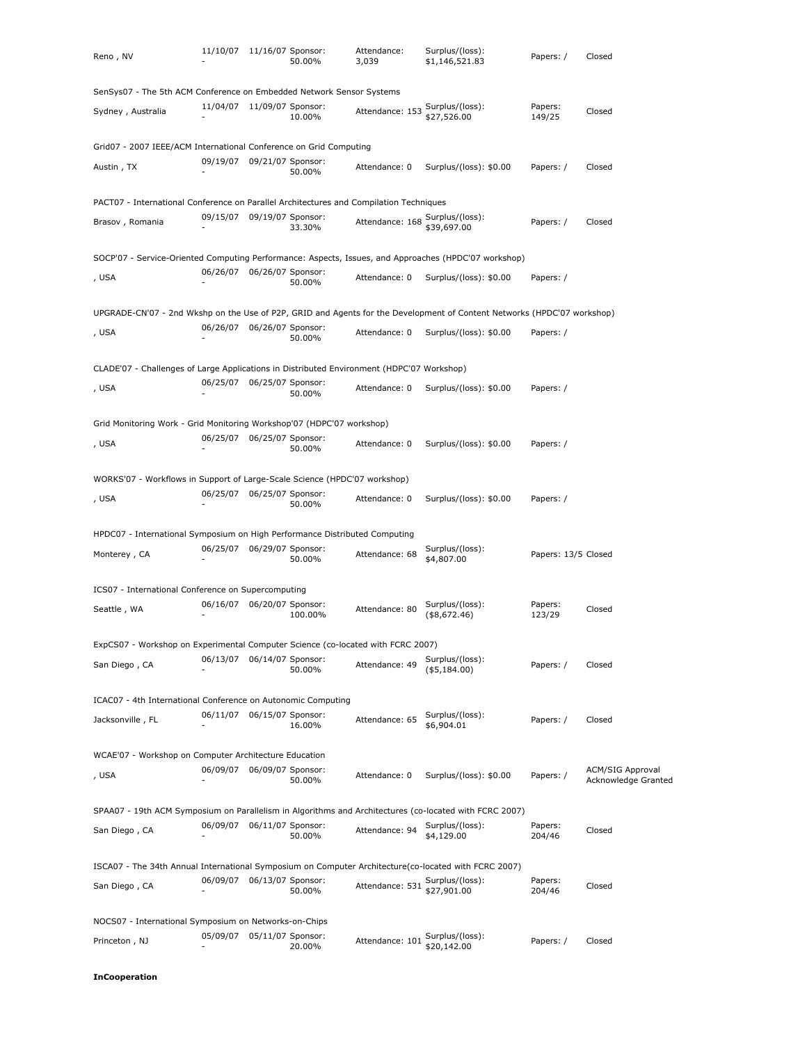| Reno , NV | 11/10/07 - | 11/16/07 | Sponsor: 50.00% | Attendance: 3,039 | Surplus/(loss): $1,146,521.83 | Papers: / | Closed |
|---|---|---|---|---|---|---|---|

SenSys07 - The 5th ACM Conference on Embedded Network Sensor Systems

| Sydney , Australia | 11/04/07 - | 11/09/07 | Sponsor: 10.00% | Attendance: 153 | Surplus/(loss): $27,526.00 | Papers: 149/25 | Closed |
|---|---|---|---|---|---|---|---|

Grid07 - 2007 IEEE/ACM International Conference on Grid Computing

| Austin , TX | 09/19/07 - | 09/21/07 | Sponsor: 50.00% | Attendance: 0 | Surplus/(loss): $0.00 | Papers: / | Closed |
|---|---|---|---|---|---|---|---|

PACT07 - International Conference on Parallel Architectures and Compilation Techniques

| Brasov , Romania | 09/15/07 - | 09/19/07 | Sponsor: 33.30% | Attendance: 168 | Surplus/(loss): $39,697.00 | Papers: / | Closed |
|---|---|---|---|---|---|---|---|

SOCP'07 - Service-Oriented Computing Performance: Aspects, Issues, and Approaches (HPDC'07 workshop)

| , USA | 06/26/07 - | 06/26/07 | Sponsor: 50.00% | Attendance: 0 | Surplus/(loss): $0.00 | Papers: / | |
|---|---|---|---|---|---|---|---|

UPGRADE-CN'07 - 2nd Wkshp on the Use of P2P, GRID and Agents for the Development of Content Networks (HPDC'07 workshop)

| , USA | 06/26/07 - | 06/26/07 | Sponsor: 50.00% | Attendance: 0 | Surplus/(loss): $0.00 | Papers: / | |
|---|---|---|---|---|---|---|---|

CLADE'07 - Challenges of Large Applications in Distributed Environment (HDPC'07 Workshop)

| , USA | 06/25/07 - | 06/25/07 | Sponsor: 50.00% | Attendance: 0 | Surplus/(loss): $0.00 | Papers: / | |
|---|---|---|---|---|---|---|---|

Grid Monitoring Work - Grid Monitoring Workshop'07 (HDPC'07 workshop)

| , USA | 06/25/07 - | 06/25/07 | Sponsor: 50.00% | Attendance: 0 | Surplus/(loss): $0.00 | Papers: / | |
|---|---|---|---|---|---|---|---|

WORKS'07 - Workflows in Support of Large-Scale Science (HPDC'07 workshop)

| , USA | 06/25/07 - | 06/25/07 | Sponsor: 50.00% | Attendance: 0 | Surplus/(loss): $0.00 | Papers: / | |
|---|---|---|---|---|---|---|---|

HPDC07 - International Symposium on High Performance Distributed Computing

| Monterey , CA | 06/25/07 - | 06/29/07 | Sponsor: 50.00% | Attendance: 68 | Surplus/(loss): $4,807.00 | Papers: 13/5 | Closed |
|---|---|---|---|---|---|---|---|

ICS07 - International Conference on Supercomputing

| Seattle , WA | 06/16/07 - | 06/20/07 | Sponsor: 100.00% | Attendance: 80 | Surplus/(loss): ($8,672.46) | Papers: 123/29 | Closed |
|---|---|---|---|---|---|---|---|

ExpCS07 - Workshop on Experimental Computer Science (co-located with FCRC 2007)

| San Diego , CA | 06/13/07 - | 06/14/07 | Sponsor: 50.00% | Attendance: 49 | Surplus/(loss): ($5,184.00) | Papers: / | Closed |
|---|---|---|---|---|---|---|---|

ICAC07 - 4th International Conference on Autonomic Computing

| Jacksonville , FL | 06/11/07 - | 06/15/07 | Sponsor: 16.00% | Attendance: 65 | Surplus/(loss): $6,904.01 | Papers: / | Closed |
|---|---|---|---|---|---|---|---|

WCAE'07 - Workshop on Computer Architecture Education

| , USA | 06/09/07 - | 06/09/07 | Sponsor: 50.00% | Attendance: 0 | Surplus/(loss): $0.00 | Papers: / | ACM/SIG Approval Acknowledge Granted |
|---|---|---|---|---|---|---|---|

SPAA07 - 19th ACM Symposium on Parallelism in Algorithms and Architectures (co-located with FCRC 2007)

| San Diego , CA | 06/09/07 - | 06/11/07 | Sponsor: 50.00% | Attendance: 94 | Surplus/(loss): $4,129.00 | Papers: 204/46 | Closed |
|---|---|---|---|---|---|---|---|

ISCA07 - The 34th Annual International Symposium on Computer Architecture(co-located with FCRC 2007)

| San Diego , CA | 06/09/07 - | 06/13/07 | Sponsor: 50.00% | Attendance: 531 | Surplus/(loss): $27,901.00 | Papers: 204/46 | Closed |
|---|---|---|---|---|---|---|---|

NOCS07 - International Symposium on Networks-on-Chips

| Princeton , NJ | 05/09/07 - | 05/11/07 | Sponsor: 20.00% | Attendance: 101 | Surplus/(loss): $20,142.00 | Papers: / | Closed |
|---|---|---|---|---|---|---|---|

**InCooperation**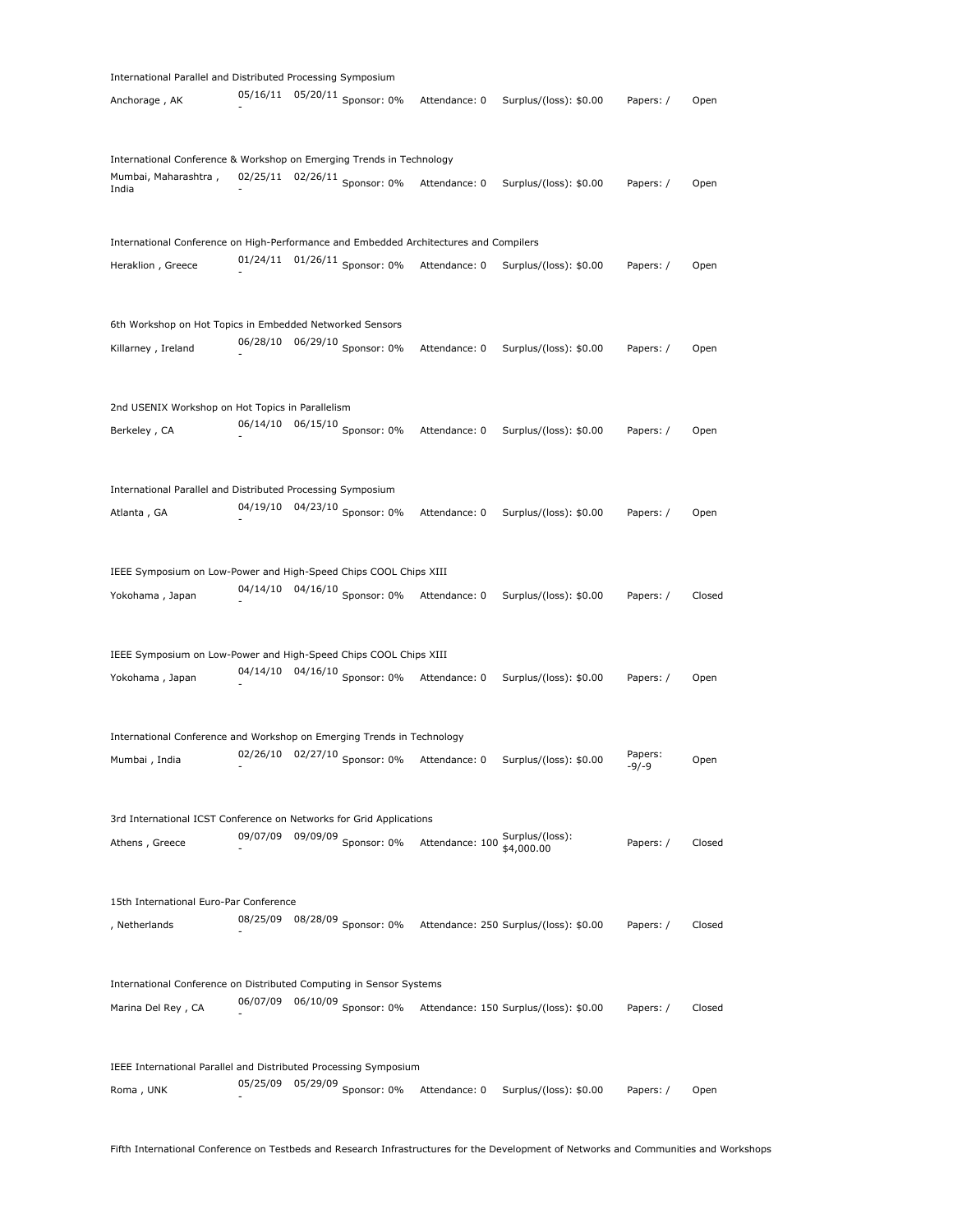International Parallel and Distributed Processing Symposium

| Anchorage , AK | 05/16/11 - 05/20/11 | Sponsor: 0% | Attendance: 0 | Surplus/(loss): $0.00 | Papers: / | Open |
|---|---|---|---|---|---|---|

International Conference & Workshop on Emerging Trends in Technology

| Mumbai, Maharashtra , India | 02/25/11 - 02/26/11 | Sponsor: 0% | Attendance: 0 | Surplus/(loss): $0.00 | Papers: / | Open |
|---|---|---|---|---|---|---|

International Conference on High-Performance and Embedded Architectures and Compilers

| Heraklion , Greece | 01/24/11 - 01/26/11 | Sponsor: 0% | Attendance: 0 | Surplus/(loss): $0.00 | Papers: / | Open |
|---|---|---|---|---|---|---|

6th Workshop on Hot Topics in Embedded Networked Sensors

| Killarney , Ireland | 06/28/10 - 06/29/10 | Sponsor: 0% | Attendance: 0 | Surplus/(loss): $0.00 | Papers: / | Open |
|---|---|---|---|---|---|---|

2nd USENIX Workshop on Hot Topics in Parallelism

| Berkeley , CA | 06/14/10 - 06/15/10 | Sponsor: 0% | Attendance: 0 | Surplus/(loss): $0.00 | Papers: / | Open |
|---|---|---|---|---|---|---|

International Parallel and Distributed Processing Symposium

| Atlanta , GA | 04/19/10 - 04/23/10 | Sponsor: 0% | Attendance: 0 | Surplus/(loss): $0.00 | Papers: / | Open |
|---|---|---|---|---|---|---|

IEEE Symposium on Low-Power and High-Speed Chips COOL Chips XIII

| Yokohama , Japan | 04/14/10 - 04/16/10 | Sponsor: 0% | Attendance: 0 | Surplus/(loss): $0.00 | Papers: / | Closed |
|---|---|---|---|---|---|---|

IEEE Symposium on Low-Power and High-Speed Chips COOL Chips XIII

| Yokohama , Japan | 04/14/10 - 04/16/10 | Sponsor: 0% | Attendance: 0 | Surplus/(loss): $0.00 | Papers: / | Open |
|---|---|---|---|---|---|---|

International Conference and Workshop on Emerging Trends in Technology

| Mumbai , India | 02/26/10 - 02/27/10 | Sponsor: 0% | Attendance: 0 | Surplus/(loss): $0.00 | Papers: -9/-9 | Open |
|---|---|---|---|---|---|---|

3rd International ICST Conference on Networks for Grid Applications

| Athens , Greece | 09/07/09 - 09/09/09 | Sponsor: 0% | Attendance: 100 | Surplus/(loss): $4,000.00 | Papers: / | Closed |
|---|---|---|---|---|---|---|

15th International Euro-Par Conference

| , Netherlands | 08/25/09 - 08/28/09 | Sponsor: 0% | Attendance: 250 | Surplus/(loss): $0.00 | Papers: / | Closed |
|---|---|---|---|---|---|---|

International Conference on Distributed Computing in Sensor Systems

| Marina Del Rey , CA | 06/07/09 - 06/10/09 | Sponsor: 0% | Attendance: 150 | Surplus/(loss): $0.00 | Papers: / | Closed |
|---|---|---|---|---|---|---|

IEEE International Parallel and Distributed Processing Symposium

| Roma , UNK | 05/25/09 - 05/29/09 | Sponsor: 0% | Attendance: 0 | Surplus/(loss): $0.00 | Papers: / | Open |
|---|---|---|---|---|---|---|

Fifth International Conference on Testbeds and Research Infrastructures for the Development of Networks and Communities and Workshops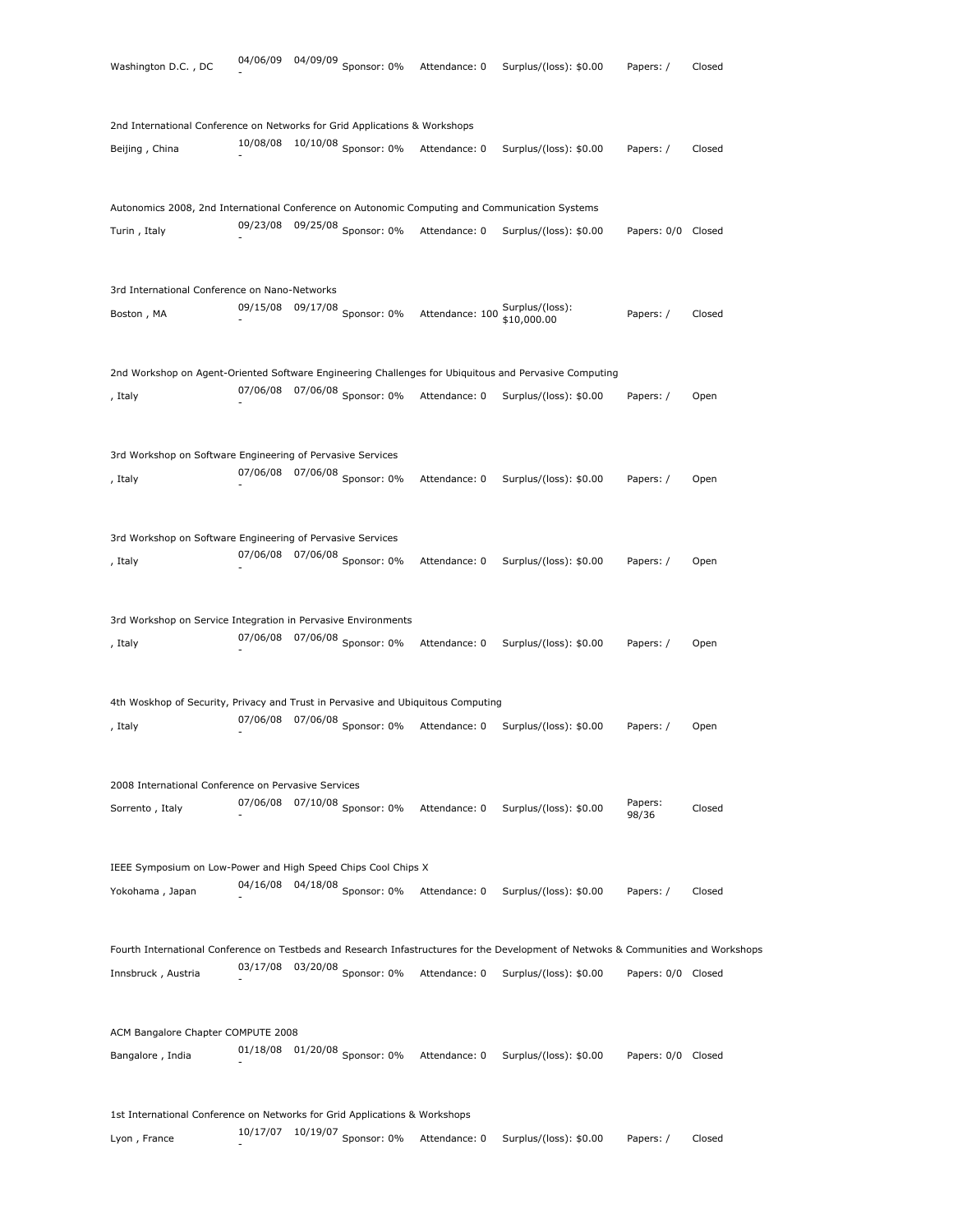Washington D.C. , DC 04/06/09 - 04/09/09 Sponsor: 0% Attendance: 0 Surplus/(loss): $0.00 Papers: / Closed

2nd International Conference on Networks for Grid Applications & Workshops

Beijing , China 10/08/08 - 10/10/08 Sponsor: 0% Attendance: 0 Surplus/(loss): $0.00 Papers: / Closed

Autonomics 2008, 2nd International Conference on Autonomic Computing and Communication Systems

Turin , Italy 09/23/08 - 09/25/08 Sponsor: 0% Attendance: 0 Surplus/(loss): $0.00 Papers: 0/0 Closed

3rd International Conference on Nano-Networks

Boston , MA 09/15/08 - 09/17/08 Sponsor: 0% Attendance: 100 Surplus/(loss): $10,000.00 Papers: / Closed

2nd Workshop on Agent-Oriented Software Engineering Challenges for Ubiquitous and Pervasive Computing

, Italy 07/06/08 - 07/06/08 Sponsor: 0% Attendance: 0 Surplus/(loss): $0.00 Papers: / Open

3rd Workshop on Software Engineering of Pervasive Services

, Italy 07/06/08 - 07/06/08 Sponsor: 0% Attendance: 0 Surplus/(loss): $0.00 Papers: / Open

3rd Workshop on Software Engineering of Pervasive Services

, Italy 07/06/08 - 07/06/08 Sponsor: 0% Attendance: 0 Surplus/(loss): $0.00 Papers: / Open

3rd Workshop on Service Integration in Pervasive Environments

, Italy 07/06/08 - 07/06/08 Sponsor: 0% Attendance: 0 Surplus/(loss): $0.00 Papers: / Open

4th Woskhop of Security, Privacy and Trust in Pervasive and Ubiquitous Computing

, Italy 07/06/08 - 07/06/08 Sponsor: 0% Attendance: 0 Surplus/(loss): $0.00 Papers: / Open

2008 International Conference on Pervasive Services

Sorrento , Italy 07/06/08 - 07/10/08 Sponsor: 0% Attendance: 0 Surplus/(loss): $0.00 Papers: 98/36 Closed

IEEE Symposium on Low-Power and High Speed Chips Cool Chips X

Yokohama , Japan 04/16/08 - 04/18/08 Sponsor: 0% Attendance: 0 Surplus/(loss): $0.00 Papers: / Closed

Fourth International Conference on Testbeds and Research Infastructures for the Development of Netwoks & Communities and Workshops

Innsbruck , Austria 03/17/08 - 03/20/08 Sponsor: 0% Attendance: 0 Surplus/(loss): $0.00 Papers: 0/0 Closed

ACM Bangalore Chapter COMPUTE 2008

Bangalore , India 01/18/08 - 01/20/08 Sponsor: 0% Attendance: 0 Surplus/(loss): $0.00 Papers: 0/0 Closed

1st International Conference on Networks for Grid Applications & Workshops

Lyon , France 10/17/07 - 10/19/07 Sponsor: 0% Attendance: 0 Surplus/(loss): $0.00 Papers: / Closed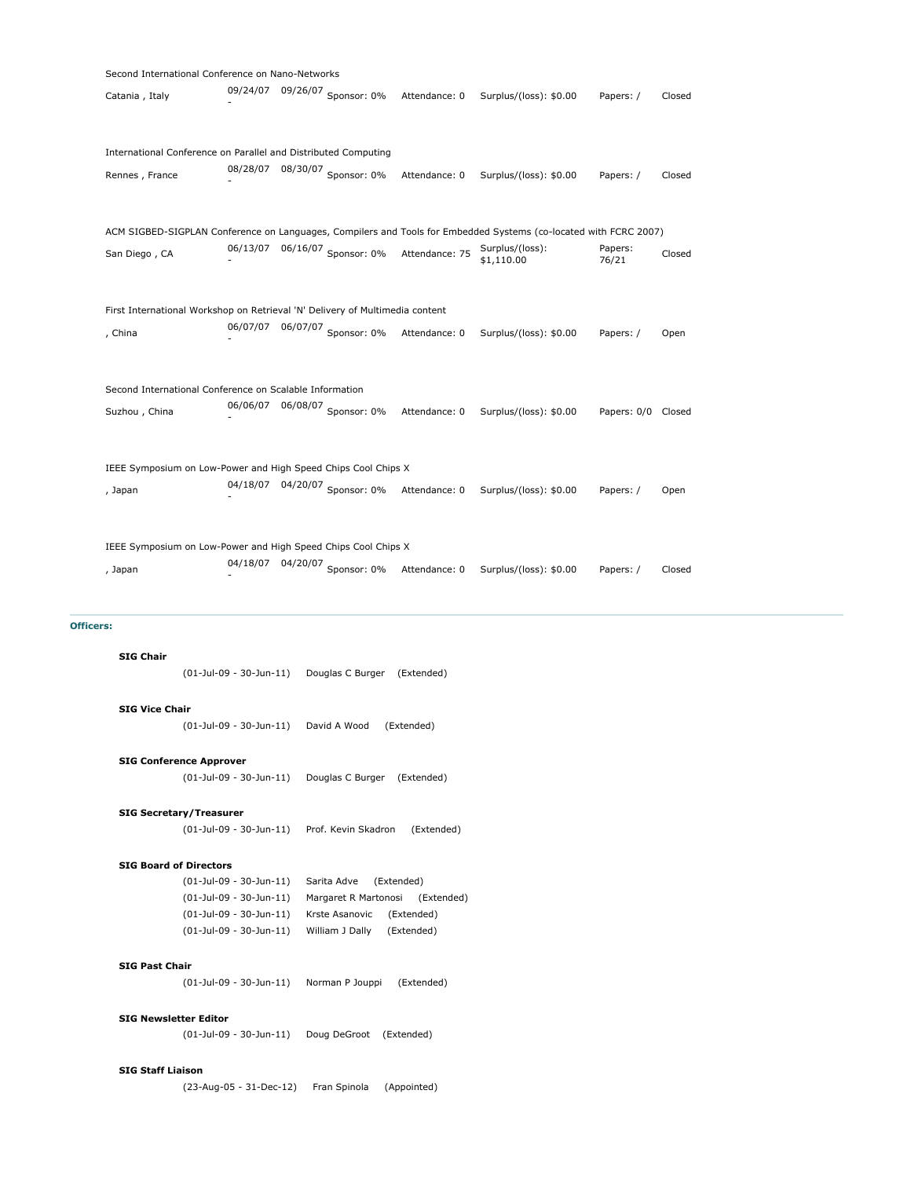Second International Conference on Nano-Networks

| Catania , Italy | 09/24/07 - | 09/26/07 | Sponsor: 0% | Attendance: 0 | Surplus/(loss): $0.00 | Papers: / | Closed |
|---|---|---|---|---|---|---|---|

International Conference on Parallel and Distributed Computing

| Rennes , France | 08/28/07 - | 08/30/07 | Sponsor: 0% | Attendance: 0 | Surplus/(loss): $0.00 | Papers: / | Closed |
|---|---|---|---|---|---|---|---|

ACM SIGBED-SIGPLAN Conference on Languages, Compilers and Tools for Embedded Systems (co-located with FCRC 2007)

| San Diego , CA | 06/13/07 - | 06/16/07 | Sponsor: 0% | Attendance: 75 | Surplus/(loss): $1,110.00 | Papers: 76/21 | Closed |
|---|---|---|---|---|---|---|---|

First International Workshop on Retrieval 'N' Delivery of Multimedia content

| , China | 06/07/07 - | 06/07/07 | Sponsor: 0% | Attendance: 0 | Surplus/(loss): $0.00 | Papers: / | Open |
|---|---|---|---|---|---|---|---|

Second International Conference on Scalable Information

| Suzhou , China | 06/06/07 - | 06/08/07 | Sponsor: 0% | Attendance: 0 | Surplus/(loss): $0.00 | Papers: 0/0 | Closed |
|---|---|---|---|---|---|---|---|

IEEE Symposium on Low-Power and High Speed Chips Cool Chips X

| , Japan | 04/18/07 - | 04/20/07 | Sponsor: 0% | Attendance: 0 | Surplus/(loss): $0.00 | Papers: / | Open |
|---|---|---|---|---|---|---|---|

IEEE Symposium on Low-Power and High Speed Chips Cool Chips X

| , Japan | 04/18/07 - | 04/20/07 | Sponsor: 0% | Attendance: 0 | Surplus/(loss): $0.00 | Papers: / | Closed |
|---|---|---|---|---|---|---|---|

**Officers:**

**SIG Chair**
(01-Jul-09 - 30-Jun-11) Douglas C Burger (Extended)

**SIG Vice Chair**
(01-Jul-09 - 30-Jun-11) David A Wood (Extended)

**SIG Conference Approver**
(01-Jul-09 - 30-Jun-11) Douglas C Burger (Extended)

**SIG Secretary/Treasurer**
(01-Jul-09 - 30-Jun-11) Prof. Kevin Skadron (Extended)

**SIG Board of Directors**
(01-Jul-09 - 30-Jun-11) Sarita Adve (Extended)
(01-Jul-09 - 30-Jun-11) Margaret R Martonosi (Extended)
(01-Jul-09 - 30-Jun-11) Krste Asanovic (Extended)
(01-Jul-09 - 30-Jun-11) William J Dally (Extended)

**SIG Past Chair**
(01-Jul-09 - 30-Jun-11) Norman P Jouppi (Extended)

**SIG Newsletter Editor**
(01-Jul-09 - 30-Jun-11) Doug DeGroot (Extended)

**SIG Staff Liaison**
(23-Aug-05 - 31-Dec-12) Fran Spinola (Appointed)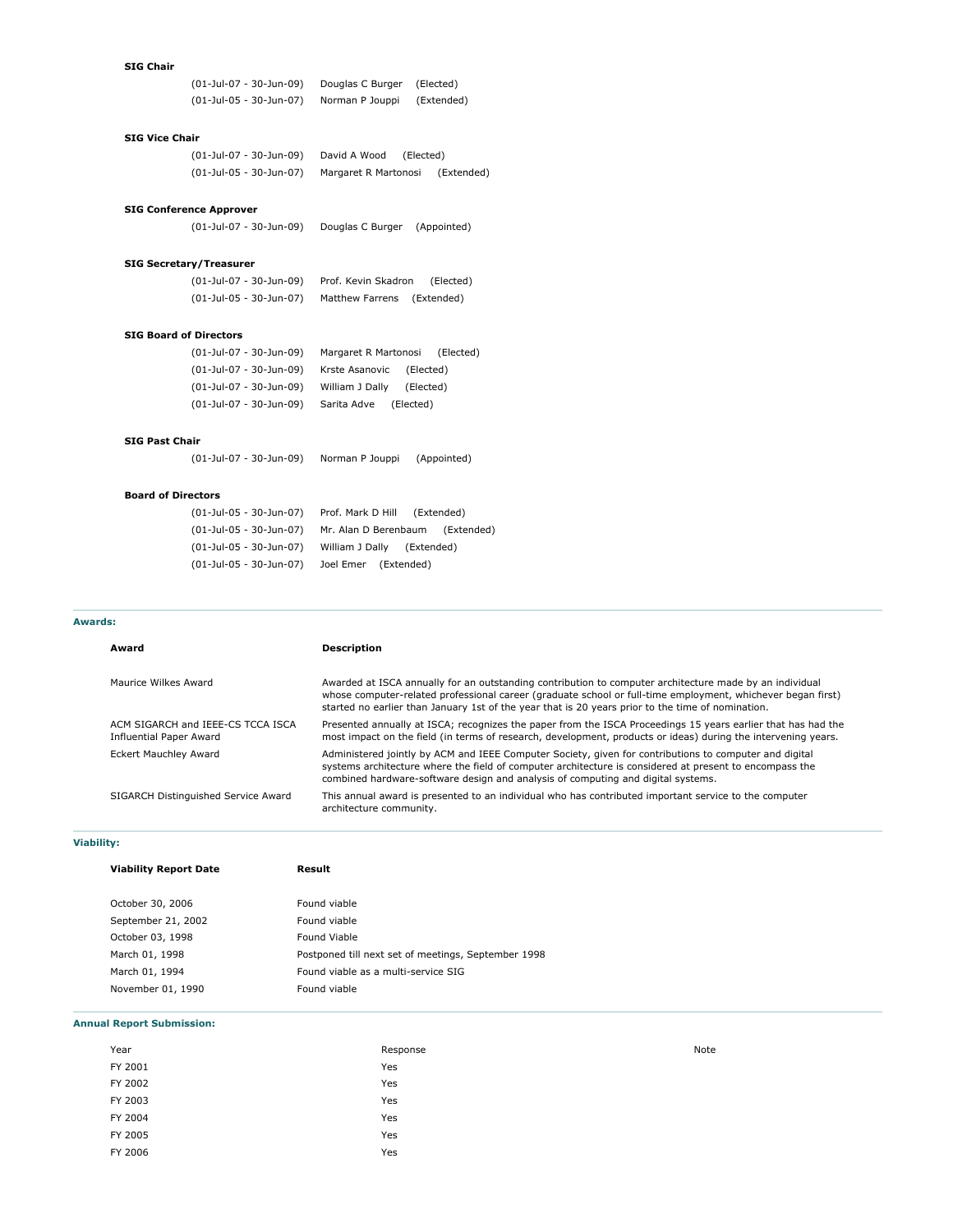**SIG Chair**

(01-Jul-07 - 30-Jun-09) Douglas C Burger (Elected)
(01-Jul-05 - 30-Jun-07) Norman P Jouppi (Extended)

**SIG Vice Chair**

(01-Jul-07 - 30-Jun-09) David A Wood (Elected)
(01-Jul-05 - 30-Jun-07) Margaret R Martonosi (Extended)

**SIG Conference Approver**

(01-Jul-07 - 30-Jun-09) Douglas C Burger (Appointed)

**SIG Secretary/Treasurer**

(01-Jul-07 - 30-Jun-09) Prof. Kevin Skadron (Elected)
(01-Jul-05 - 30-Jun-07) Matthew Farrens (Extended)

**SIG Board of Directors**

(01-Jul-07 - 30-Jun-09) Margaret R Martonosi (Elected)
(01-Jul-07 - 30-Jun-09) Krste Asanovic (Elected)
(01-Jul-07 - 30-Jun-09) William J Dally (Elected)
(01-Jul-07 - 30-Jun-09) Sarita Adve (Elected)

**SIG Past Chair**

(01-Jul-07 - 30-Jun-09) Norman P Jouppi (Appointed)

**Board of Directors**

(01-Jul-05 - 30-Jun-07) Prof. Mark D Hill (Extended)
(01-Jul-05 - 30-Jun-07) Mr. Alan D Berenbaum (Extended)
(01-Jul-05 - 30-Jun-07) William J Dally (Extended)
(01-Jul-05 - 30-Jun-07) Joel Emer (Extended)

### Awards:

| Award | Description |
|---|---|
| Maurice Wilkes Award | Awarded at ISCA annually for an outstanding contribution to computer architecture made by an individual whose computer-related professional career (graduate school or full-time employment, whichever began first) started no earlier than January 1st of the year that is 20 years prior to the time of nomination. |
| ACM SIGARCH and IEEE-CS TCCA ISCA Influential Paper Award | Presented annually at ISCA; recognizes the paper from the ISCA Proceedings 15 years earlier that has had the most impact on the field (in terms of research, development, products or ideas) during the intervening years. |
| Eckert Mauchley Award | Administered jointly by ACM and IEEE Computer Society, given for contributions to computer and digital systems architecture where the field of computer architecture is considered at present to encompass the combined hardware-software design and analysis of computing and digital systems. |
| SIGARCH Distinguished Service Award | This annual award is presented to an individual who has contributed important service to the computer architecture community. |

### Viability:

| Viability Report Date | Result |
|---|---|
| October 30, 2006 | Found viable |
| September 21, 2002 | Found viable |
| October 03, 1998 | Found Viable |
| March 01, 1998 | Postponed till next set of meetings, September 1998 |
| March 01, 1994 | Found viable as a multi-service SIG |
| November 01, 1990 | Found viable |

### Annual Report Submission:

| Year | Response | Note |
|---|---|---|
| FY 2001 | Yes | |
| FY 2002 | Yes | |
| FY 2003 | Yes | |
| FY 2004 | Yes | |
| FY 2005 | Yes | |
| FY 2006 | Yes | |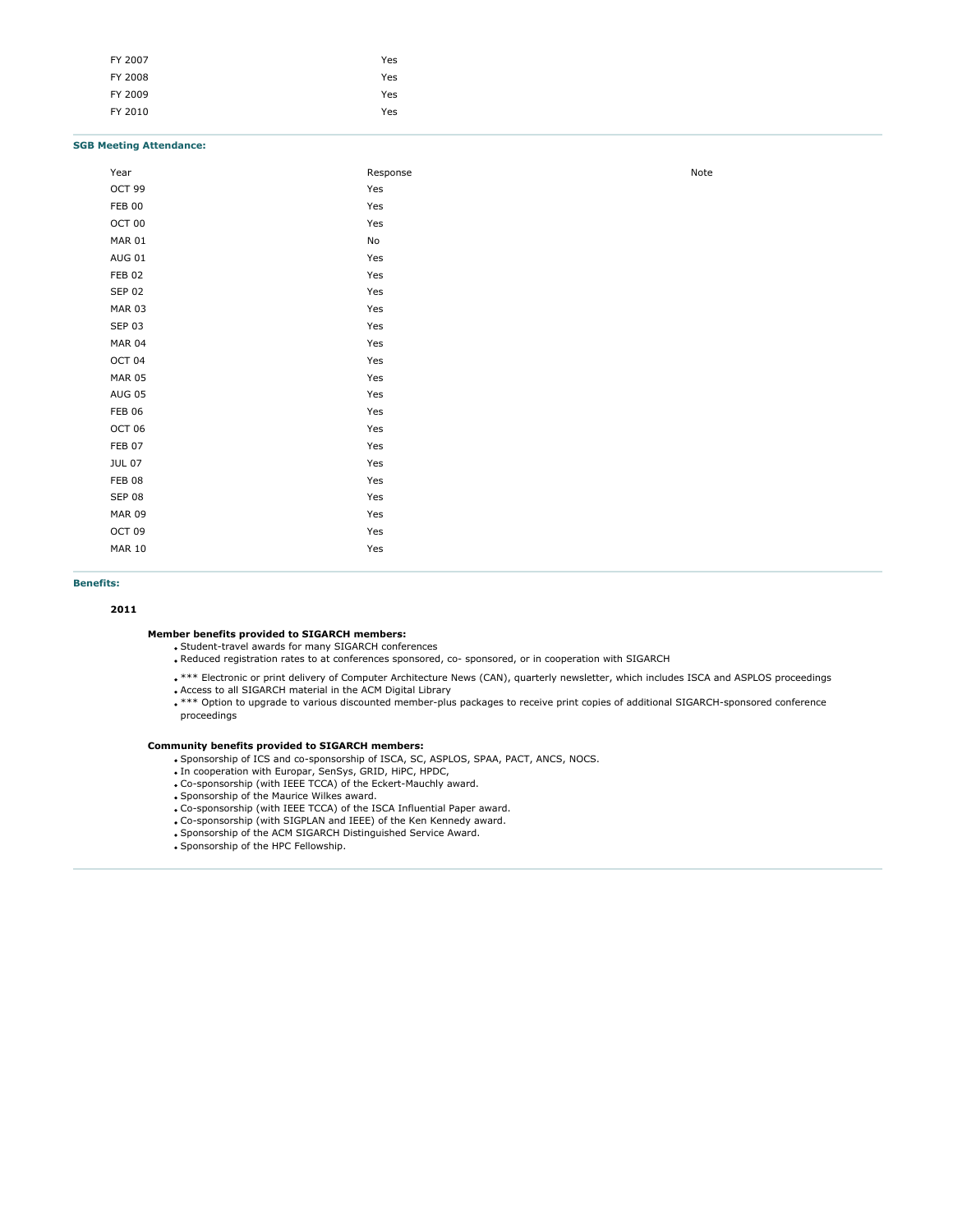| | |
|---|---|
| FY 2007 | Yes |
| FY 2008 | Yes |
| FY 2009 | Yes |
| FY 2010 | Yes |

**SGB Meeting Attendance:**

| Year | Response | Note |
|---|---|---|
| OCT 99 | Yes | |
| FEB 00 | Yes | |
| OCT 00 | Yes | |
| MAR 01 | No | |
| AUG 01 | Yes | |
| FEB 02 | Yes | |
| SEP 02 | Yes | |
| MAR 03 | Yes | |
| SEP 03 | Yes | |
| MAR 04 | Yes | |
| OCT 04 | Yes | |
| MAR 05 | Yes | |
| AUG 05 | Yes | |
| FEB 06 | Yes | |
| OCT 06 | Yes | |
| FEB 07 | Yes | |
| JUL 07 | Yes | |
| FEB 08 | Yes | |
| SEP 08 | Yes | |
| MAR 09 | Yes | |
| OCT 09 | Yes | |
| MAR 10 | Yes | |

**Benefits:**

**2011**

**Member benefits provided to SIGARCH members:**

- Student-travel awards for many SIGARCH conferences
- Reduced registration rates to at conferences sponsored, co- sponsored, or in cooperation with SIGARCH
- *** Electronic or print delivery of Computer Architecture News (CAN), quarterly newsletter, which includes ISCA and ASPLOS proceedings
- Access to all SIGARCH material in the ACM Digital Library
- *** Option to upgrade to various discounted member-plus packages to receive print copies of additional SIGARCH-sponsored conference proceedings

**Community benefits provided to SIGARCH members:**

- Sponsorship of ICS and co-sponsorship of ISCA, SC, ASPLOS, SPAA, PACT, ANCS, NOCS.
- In cooperation with Europar, SenSys, GRID, HiPC, HPDC,
- Co-sponsorship (with IEEE TCCA) of the Eckert-Mauchly award.
- Sponsorship of the Maurice Wilkes award.
- Co-sponsorship (with IEEE TCCA) of the ISCA Influential Paper award.
- Co-sponsorship (with SIGPLAN and IEEE) of the Ken Kennedy award.
- Sponsorship of the ACM SIGARCH Distinguished Service Award.
- Sponsorship of the HPC Fellowship.